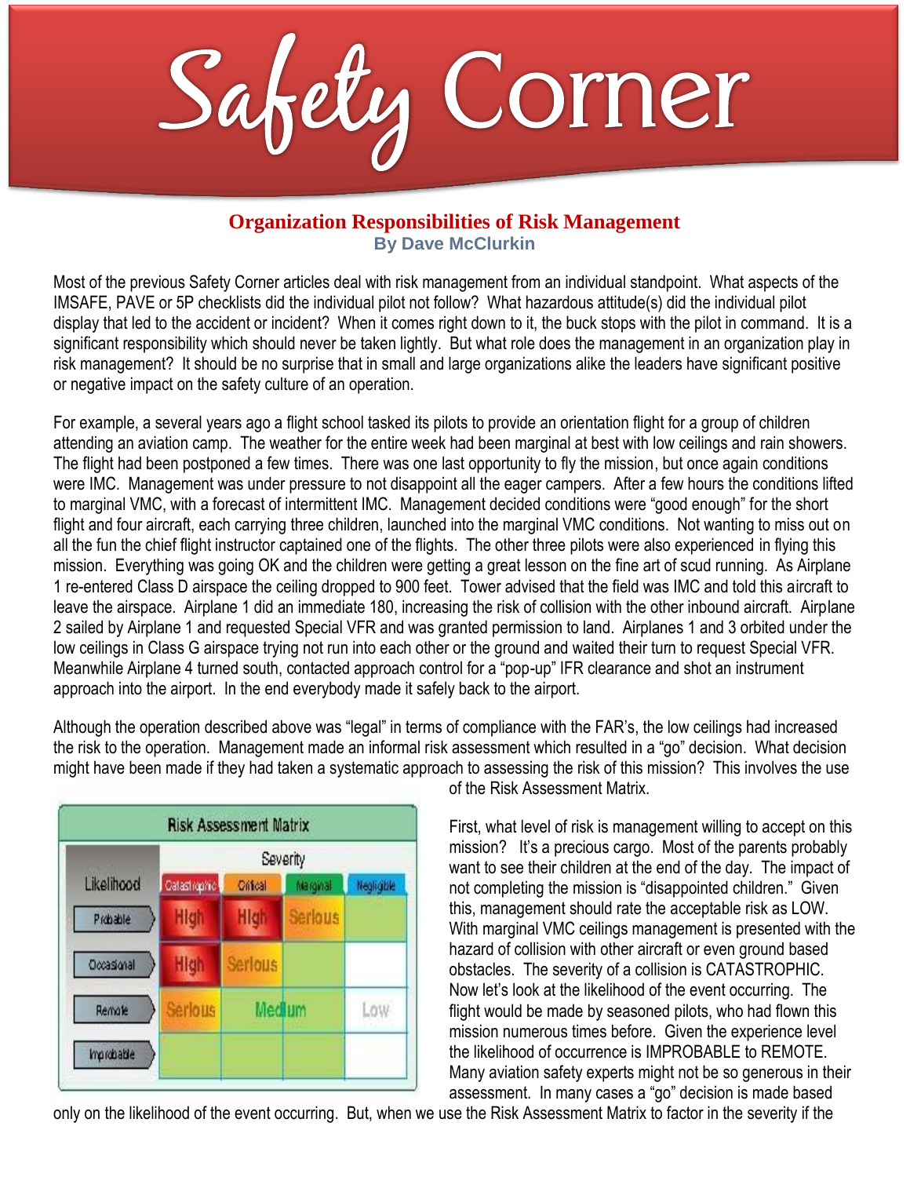# Safety Corner

## Organization Responsibilities of Risk Management

**By Dave McClurkin**

Most of the previous Safety Corner articles deal with risk management from an individual standpoint. What aspects of the IMSAFE, PAVE or 5P checklists did the individual pilot not follow? What hazardous attitude(s) did the individual pilot display that led to the accident or incident? When it comes right down to it, the buck stops with the pilot in command. It is a significant responsibility which should never be taken lightly. But what role does the management in an organization play in risk management? It should be no surprise that in small and large organizations alike the leaders have significant positive or negative impact on the safety culture of an operation.

For example, a several years ago a flight school tasked its pilots to provide an orientation flight for a group of children attending an aviation camp. The weather for the entire week had been marginal at best with low ceilings and rain showers. The flight had been postponed a few times. There was one last opportunity to fly the mission, but once again conditions were IMC. Management was under pressure to not disappoint all the eager campers. After a few hours the conditions lifted to marginal VMC, with a forecast of intermittent IMC. Management decided conditions were "good enough" for the short flight and four aircraft, each carrying three children, launched into the marginal VMC conditions. Not wanting to miss out on all the fun the chief flight instructor captained one of the flights. The other three pilots were also experienced in flying this mission. Everything was going OK and the children were getting a great lesson on the fine art of scud running. As Airplane 1 re-entered Class D airspace the ceiling dropped to 900 feet. Tower advised that the field was IMC and told this aircraft to leave the airspace. Airplane 1 did an immediate 180, increasing the risk of collision with the other inbound aircraft. Airplane 2 sailed by Airplane 1 and requested Special VFR and was granted permission to land. Airplanes 1 and 3 orbited under the low ceilings in Class G airspace trying not run into each other or the ground and waited their turn to request Special VFR. Meanwhile Airplane 4 turned south, contacted approach control for a "pop-up" IFR clearance and shot an instrument approach into the airport. In the end everybody made it safely back to the airport.

Although the operation described above was "legal" in terms of compliance with the FAR's, the low ceilings had increased the risk to the operation. Management made an informal risk assessment which resulted in a "go" decision. What decision might have been made if they had taken a systematic approach to assessing the risk of this mission? This involves the use of the Risk Assessment Matrix.

**Risk Assessment Matrix**

| Likelihood | Severity | | | |
|---|---|---|---|---|
| | Catastrophic | Critical | Marginal | Negligible |
| Probable | High | High | Serious | |
| Occasional | High | Serious | | |
| Remote | Serious | Medium | | Low |
| Improbable | | | | |

First, what level of risk is management willing to accept on this mission? It's a precious cargo. Most of the parents probably want to see their children at the end of the day. The impact of not completing the mission is "disappointed children." Given this, management should rate the acceptable risk as LOW. With marginal VMC ceilings management is presented with the hazard of collision with other aircraft or even ground based obstacles. The severity of a collision is CATASTROPHIC. Now let's look at the likelihood of the event occurring. The flight would be made by seasoned pilots, who had flown this mission numerous times before. Given the experience level the likelihood of occurrence is IMPROBABLE to REMOTE. Many aviation safety experts might not be so generous in their assessment. In many cases a "go" decision is made based only on the likelihood of the event occurring. But, when we use the Risk Assessment Matrix to factor in the severity if the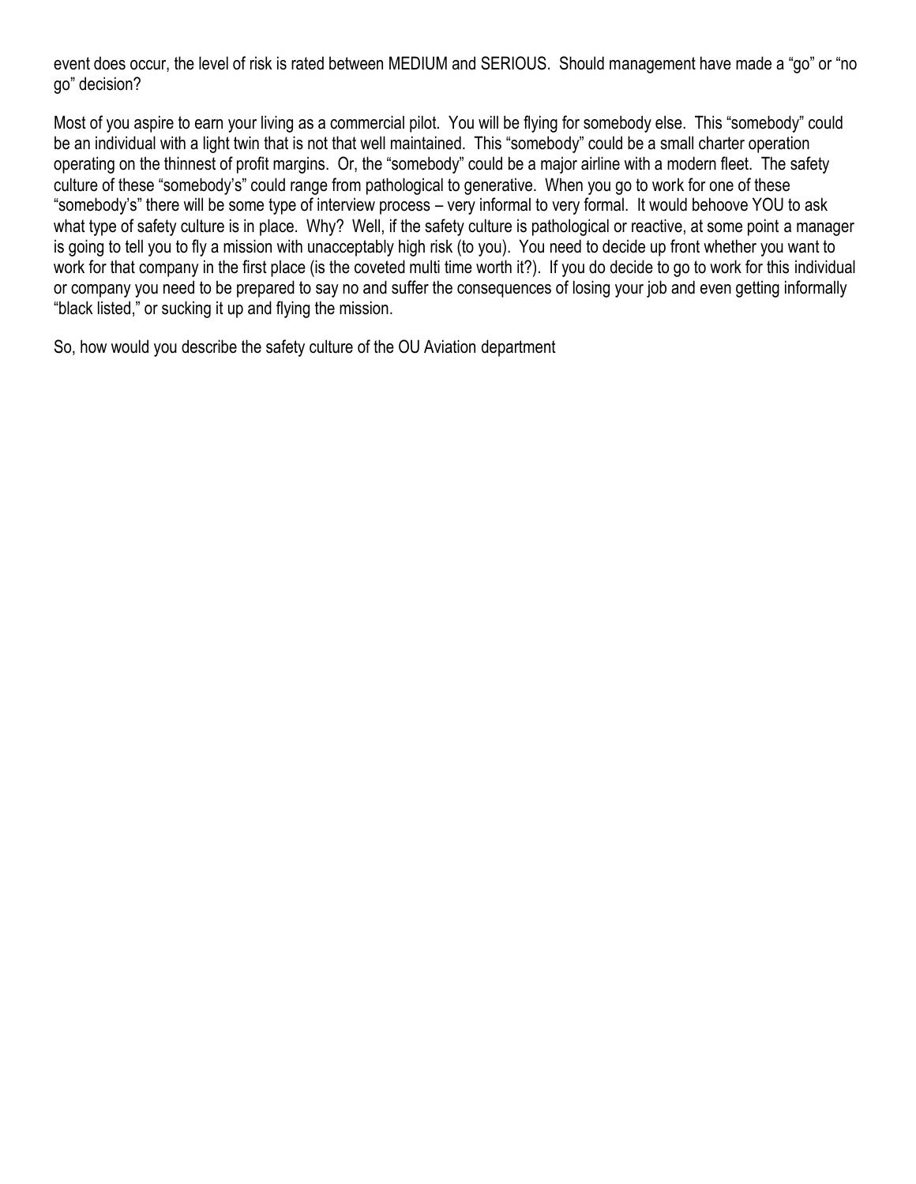event does occur, the level of risk is rated between MEDIUM and SERIOUS. Should management have made a "go" or "no go" decision?

Most of you aspire to earn your living as a commercial pilot. You will be flying for somebody else. This "somebody" could be an individual with a light twin that is not that well maintained. This "somebody" could be a small charter operation operating on the thinnest of profit margins. Or, the "somebody" could be a major airline with a modern fleet. The safety culture of these "somebody's" could range from pathological to generative. When you go to work for one of these "somebody's" there will be some type of interview process – very informal to very formal. It would behoove YOU to ask what type of safety culture is in place. Why? Well, if the safety culture is pathological or reactive, at some point a manager is going to tell you to fly a mission with unacceptably high risk (to you). You need to decide up front whether you want to work for that company in the first place (is the coveted multi time worth it?). If you do decide to go to work for this individual or company you need to be prepared to say no and suffer the consequences of losing your job and even getting informally "black listed," or sucking it up and flying the mission.

So, how would you describe the safety culture of the OU Aviation department